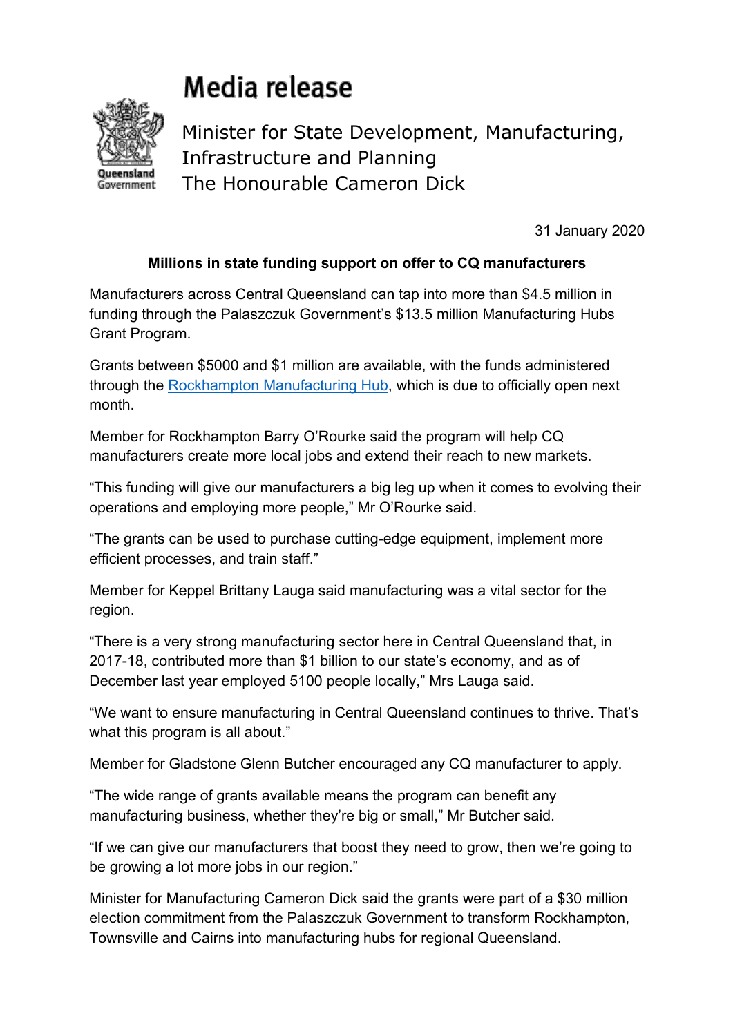# Media release

Minister for State Development, Manufacturing, Infrastructure and Planning
The Honourable Cameron Dick

31 January 2020

**Millions in state funding support on offer to CQ manufacturers**

Manufacturers across Central Queensland can tap into more than $4.5 million in funding through the Palaszczuk Government's $13.5 million Manufacturing Hubs Grant Program.

Grants between $5000 and $1 million are available, with the funds administered through the Rockhampton Manufacturing Hub, which is due to officially open next month.

Member for Rockhampton Barry O'Rourke said the program will help CQ manufacturers create more local jobs and extend their reach to new markets.

"This funding will give our manufacturers a big leg up when it comes to evolving their operations and employing more people," Mr O'Rourke said.

"The grants can be used to purchase cutting-edge equipment, implement more efficient processes, and train staff."

Member for Keppel Brittany Lauga said manufacturing was a vital sector for the region.

"There is a very strong manufacturing sector here in Central Queensland that, in 2017-18, contributed more than $1 billion to our state's economy, and as of December last year employed 5100 people locally," Mrs Lauga said.

"We want to ensure manufacturing in Central Queensland continues to thrive. That's what this program is all about."

Member for Gladstone Glenn Butcher encouraged any CQ manufacturer to apply.

"The wide range of grants available means the program can benefit any manufacturing business, whether they're big or small," Mr Butcher said.

"If we can give our manufacturers that boost they need to grow, then we're going to be growing a lot more jobs in our region."

Minister for Manufacturing Cameron Dick said the grants were part of a $30 million election commitment from the Palaszczuk Government to transform Rockhampton, Townsville and Cairns into manufacturing hubs for regional Queensland.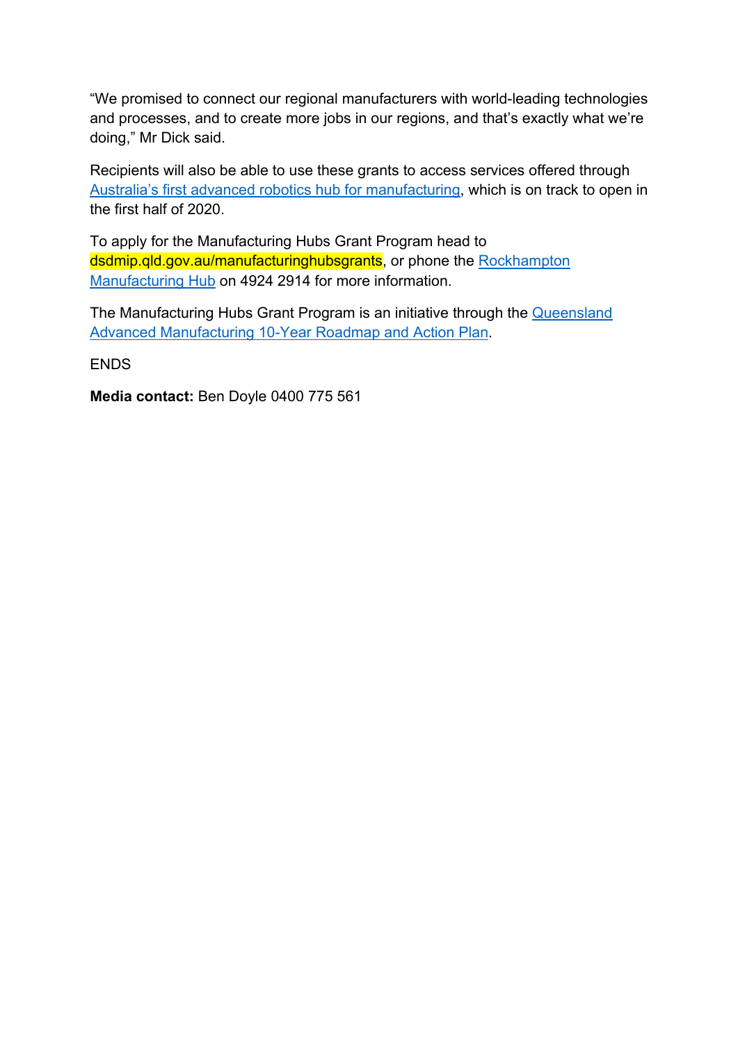"We promised to connect our regional manufacturers with world-leading technologies and processes, and to create more jobs in our regions, and that's exactly what we're doing," Mr Dick said.

Recipients will also be able to use these grants to access services offered through Australia's first advanced robotics hub for manufacturing, which is on track to open in the first half of 2020.

To apply for the Manufacturing Hubs Grant Program head to dsdmip.qld.gov.au/manufacturinghubsgrants, or phone the Rockhampton Manufacturing Hub on 4924 2914 for more information.

The Manufacturing Hubs Grant Program is an initiative through the Queensland Advanced Manufacturing 10-Year Roadmap and Action Plan.

ENDS

**Media contact:** Ben Doyle 0400 775 561